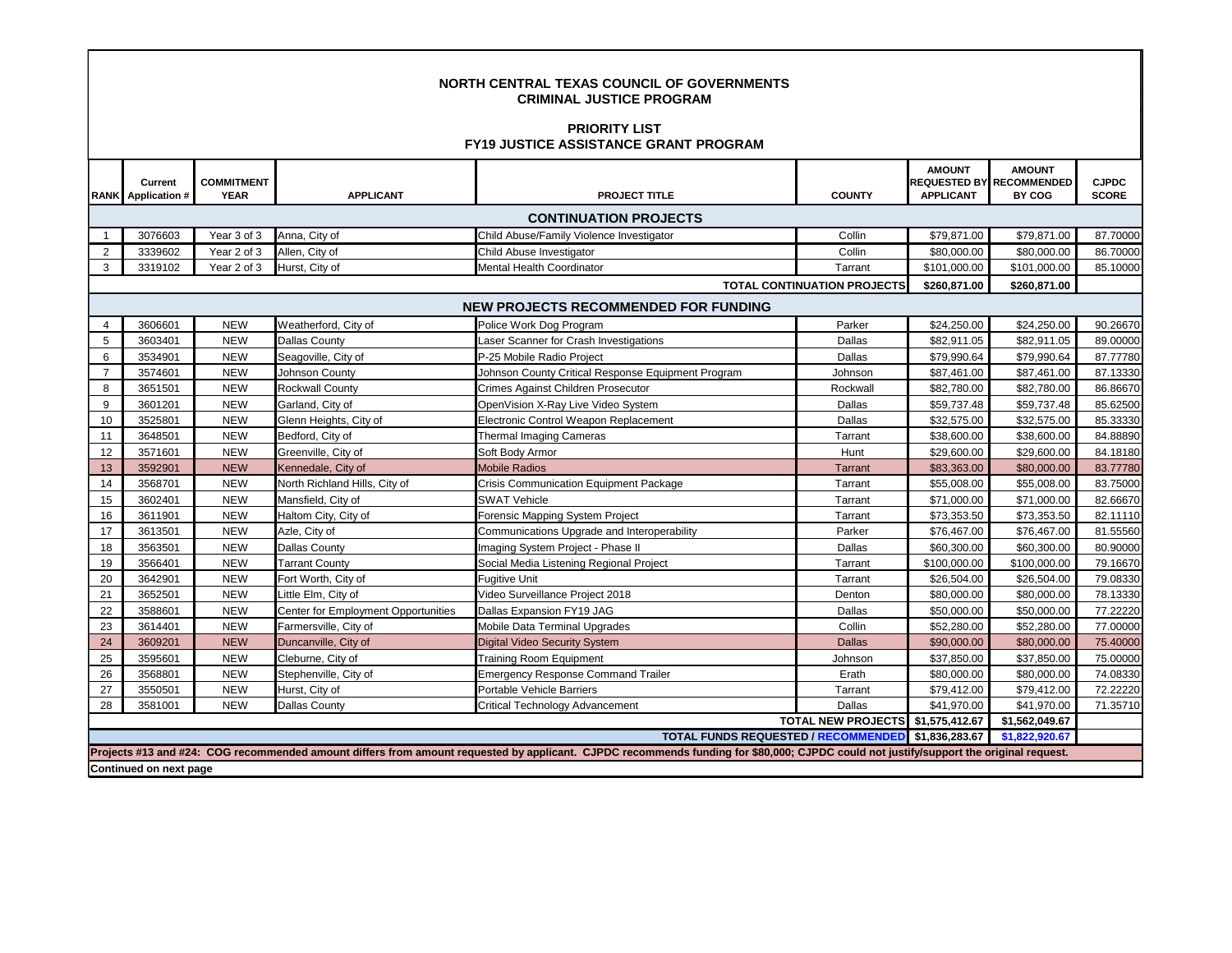# NORTH CENTRAL TEXAS COUNCIL OF GOVERNMENTS
## CRIMINAL JUSTICE PROGRAM

### PRIORITY LIST
### FY19 JUSTICE ASSISTANCE GRANT PROGRAM

| RANK | Current Application # | COMMITMENT YEAR | APPLICANT | PROJECT TITLE | COUNTY | AMOUNT REQUESTED BY APPLICANT | AMOUNT RECOMMENDED BY COG | CJPDC SCORE |
|---|---|---|---|---|---|---|---|---|
| **CONTINUATION PROJECTS** | | | | | | | | |
| 1 | 3076603 | Year 3 of 3 | Anna, City of | Child Abuse/Family Violence Investigator | Collin | $79,871.00 | $79,871.00 | 87.70000 |
| 2 | 3339602 | Year 2 of 3 | Allen, City of | Child Abuse Investigator | Collin | $80,000.00 | $80,000.00 | 86.70000 |
| 3 | 3319102 | Year 2 of 3 | Hurst, City of | Mental Health Coordinator | Tarrant | $101,000.00 | $101,000.00 | 85.10000 |
| | | | | | **TOTAL CONTINUATION PROJECTS** | **$260,871.00** | **$260,871.00** | |
| **NEW PROJECTS RECOMMENDED FOR FUNDING** | | | | | | | | |
| 4 | 3606601 | NEW | Weatherford, City of | Police Work Dog Program | Parker | $24,250.00 | $24,250.00 | 90.26670 |
| 5 | 3603401 | NEW | Dallas County | Laser Scanner for Crash Investigations | Dallas | $82,911.05 | $82,911.05 | 89.00000 |
| 6 | 3534901 | NEW | Seagoville, City of | P-25 Mobile Radio Project | Dallas | $79,990.64 | $79,990.64 | 87.77780 |
| 7 | 3574601 | NEW | Johnson County | Johnson County Critical Response Equipment Program | Johnson | $87,461.00 | $87,461.00 | 87.13330 |
| 8 | 3651501 | NEW | Rockwall County | Crimes Against Children Prosecutor | Rockwall | $82,780.00 | $82,780.00 | 86.86670 |
| 9 | 3601201 | NEW | Garland, City of | OpenVision X-Ray Live Video System | Dallas | $59,737.48 | $59,737.48 | 85.62500 |
| 10 | 3525801 | NEW | Glenn Heights, City of | Electronic Control Weapon Replacement | Dallas | $32,575.00 | $32,575.00 | 85.33330 |
| 11 | 3648501 | NEW | Bedford, City of | Thermal Imaging Cameras | Tarrant | $38,600.00 | $38,600.00 | 84.88890 |
| 12 | 3571601 | NEW | Greenville, City of | Soft Body Armor | Hunt | $29,600.00 | $29,600.00 | 84.18180 |
| 13 | 3592901 | NEW | Kennedale, City of | Mobile Radios | Tarrant | $83,363.00 | $80,000.00 | 83.77780 |
| 14 | 3568701 | NEW | North Richland Hills, City of | Crisis Communication Equipment Package | Tarrant | $55,008.00 | $55,008.00 | 83.75000 |
| 15 | 3602401 | NEW | Mansfield, City of | SWAT Vehicle | Tarrant | $71,000.00 | $71,000.00 | 82.66670 |
| 16 | 3611901 | NEW | Haltom City, City of | Forensic Mapping System Project | Tarrant | $73,353.50 | $73,353.50 | 82.11110 |
| 17 | 3613501 | NEW | Azle, City of | Communications Upgrade and Interoperability | Parker | $76,467.00 | $76,467.00 | 81.55560 |
| 18 | 3563501 | NEW | Dallas County | Imaging System Project - Phase II | Dallas | $60,300.00 | $60,300.00 | 80.90000 |
| 19 | 3566401 | NEW | Tarrant County | Social Media Listening Regional Project | Tarrant | $100,000.00 | $100,000.00 | 79.16670 |
| 20 | 3642901 | NEW | Fort Worth, City of | Fugitive Unit | Tarrant | $26,504.00 | $26,504.00 | 79.08330 |
| 21 | 3652501 | NEW | Little Elm, City of | Video Surveillance Project 2018 | Denton | $80,000.00 | $80,000.00 | 78.13330 |
| 22 | 3588601 | NEW | Center for Employment Opportunities | Dallas Expansion FY19 JAG | Dallas | $50,000.00 | $50,000.00 | 77.22220 |
| 23 | 3614401 | NEW | Farmersville, City of | Mobile Data Terminal Upgrades | Collin | $52,280.00 | $52,280.00 | 77.00000 |
| 24 | 3609201 | NEW | Duncanville, City of | Digital Video Security System | Dallas | $90,000.00 | $80,000.00 | 75.40000 |
| 25 | 3595601 | NEW | Cleburne, City of | Training Room Equipment | Johnson | $37,850.00 | $37,850.00 | 75.00000 |
| 26 | 3568801 | NEW | Stephenville, City of | Emergency Response Command Trailer | Erath | $80,000.00 | $80,000.00 | 74.08330 |
| 27 | 3550501 | NEW | Hurst, City of | Portable Vehicle Barriers | Tarrant | $79,412.00 | $79,412.00 | 72.22220 |
| 28 | 3581001 | NEW | Dallas County | Critical Technology Advancement | Dallas | $41,970.00 | $41,970.00 | 71.35710 |
| | | | | | **TOTAL NEW PROJECTS** | **$1,575,412.67** | **$1,562,049.67** | |
| | | | | | **TOTAL FUNDS REQUESTED / RECOMMENDED** | **$1,836,283.67** | **$1,822,920.67** | |

**Projects #13 and #24: COG recommended amount differs from amount requested by applicant. CJPDC recommends funding for $80,000; CJPDC could not justify/support the original request.**

**Continued on next page**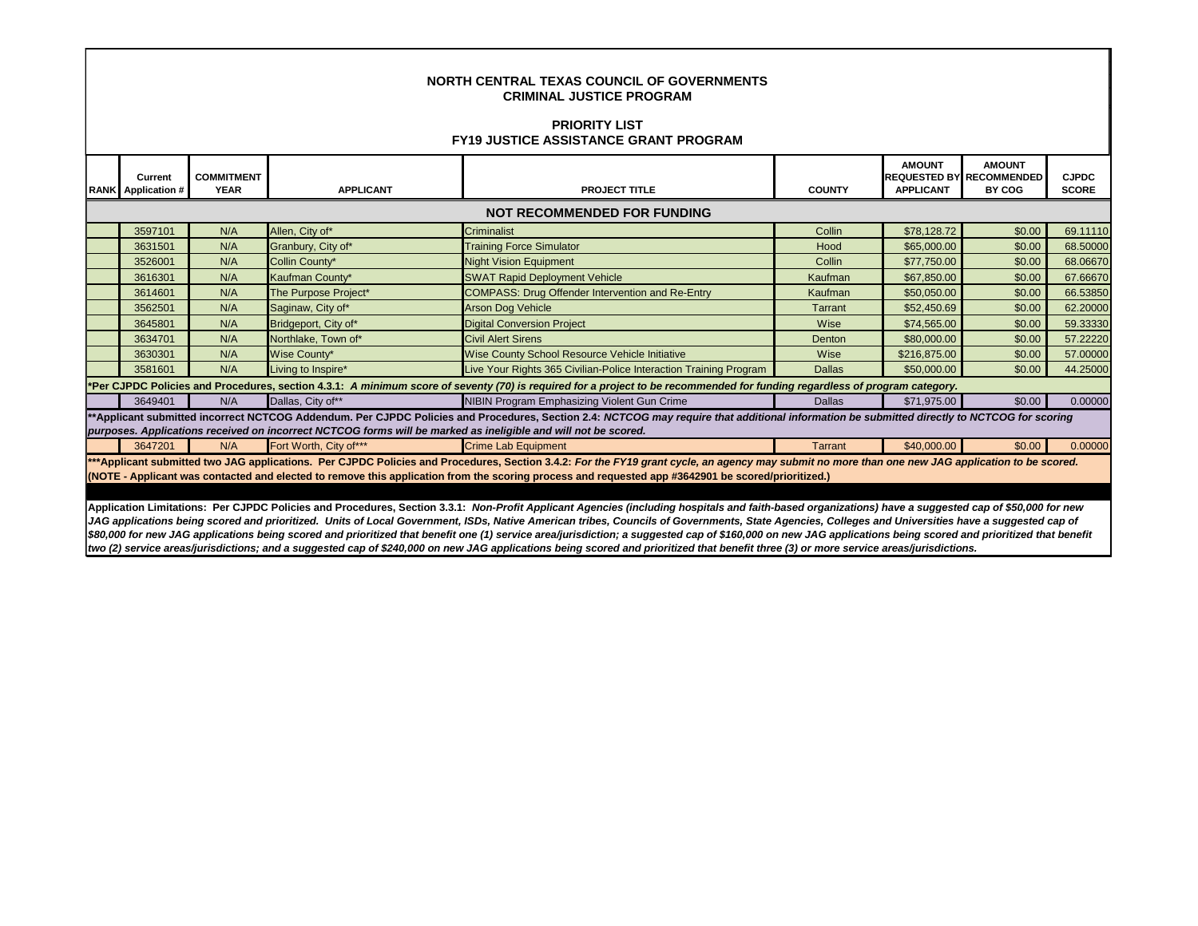**NORTH CENTRAL TEXAS COUNCIL OF GOVERNMENTS**
**CRIMINAL JUSTICE PROGRAM**

**PRIORITY LIST**
**FY19 JUSTICE ASSISTANCE GRANT PROGRAM**

| RANK | Current Application # | COMMITMENT YEAR | APPLICANT | PROJECT TITLE | COUNTY | AMOUNT REQUESTED BY APPLICANT | AMOUNT RECOMMENDED BY COG | CJPDC SCORE |
|---|---|---|---|---|---|---|---|---|
| **NOT RECOMMENDED FOR FUNDING** | | | | | | | | |
| | 3597101 | N/A | Allen, City of* | Criminalist | Collin | $78,128.72 | $0.00 | 69.11110 |
| | 3631501 | N/A | Granbury, City of* | Training Force Simulator | Hood | $65,000.00 | $0.00 | 68.50000 |
| | 3526001 | N/A | Collin County* | Night Vision Equipment | Collin | $77,750.00 | $0.00 | 68.06670 |
| | 3616301 | N/A | Kaufman County* | SWAT Rapid Deployment Vehicle | Kaufman | $67,850.00 | $0.00 | 67.66670 |
| | 3614601 | N/A | The Purpose Project* | COMPASS: Drug Offender Intervention and Re-Entry | Kaufman | $50,050.00 | $0.00 | 66.53850 |
| | 3562501 | N/A | Saginaw, City of* | Arson Dog Vehicle | Tarrant | $52,450.69 | $0.00 | 62.20000 |
| | 3645801 | N/A | Bridgeport, City of* | Digital Conversion Project | Wise | $74,565.00 | $0.00 | 59.33330 |
| | 3634701 | N/A | Northlake, Town of* | Civil Alert Sirens | Denton | $80,000.00 | $0.00 | 57.22220 |
| | 3630301 | N/A | Wise County* | Wise County School Resource Vehicle Initiative | Wise | $216,875.00 | $0.00 | 57.00000 |
| | 3581601 | N/A | Living to Inspire* | Live Your Rights 365 Civilian-Police Interaction Training Program | Dallas | $50,000.00 | $0.00 | 44.25000 |
| **\*Per CJPDC Policies and Procedures, section 4.3.1:** ***A minimum score of seventy (70) is required for a project to be recommended for funding regardless of program category.*** | | | | | | | | |
| | 3649401 | N/A | Dallas, City of** | NIBIN Program Emphasizing Violent Gun Crime | Dallas | $71,975.00 | $0.00 | 0.00000 |
| **\*\*Applicant submitted incorrect NCTCOG Addendum. Per CJPDC Policies and Procedures, Section 2.4:** ***NCTCOG may require that additional information be submitted directly to NCTCOG for scoring purposes. Applications received on incorrect NCTCOG forms will be marked as ineligible and will not be scored.*** | | | | | | | | |
| | 3647201 | N/A | Fort Worth, City of*** | Crime Lab Equipment | Tarrant | $40,000.00 | $0.00 | 0.00000 |
| **\*\*\*Applicant submitted two JAG applications. Per CJPDC Policies and Procedures, Section 3.4.2:** ***For the FY19 grant cycle, an agency may submit no more than one new JAG application to be scored.*** **(NOTE - Applicant was contacted and elected to remove this application from the scoring process and requested app #3642901 be scored/prioritized.)** | | | | | | | | |

**Application Limitations: Per CJPDC Policies and Procedures, Section 3.3.1:** ***Non-Profit Applicant Agencies (including hospitals and faith-based organizations) have a suggested cap of $50,000 for new JAG applications being scored and prioritized. Units of Local Government, ISDs, Native American tribes, Councils of Governments, State Agencies, Colleges and Universities have a suggested cap of $80,000 for new JAG applications being scored and prioritized that benefit one (1) service area/jurisdiction; a suggested cap of $160,000 on new JAG applications being scored and prioritized that benefit two (2) service areas/jurisdictions; and a suggested cap of $240,000 on new JAG applications being scored and prioritized that benefit three (3) or more service areas/jurisdictions.***